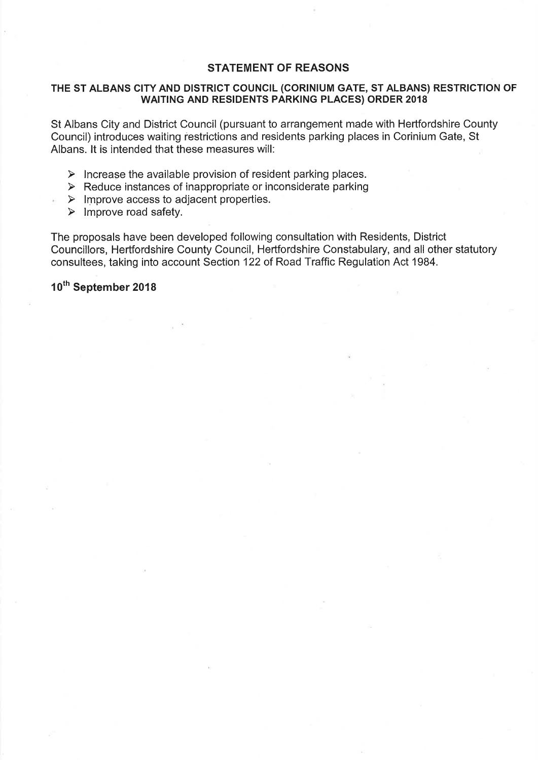## STATEMENT OF REASONS

### THE ST ALBANS CITY AND DISTRICT COUNCIL (CORINIUM GATE, ST ALBANS) RESTRICTION OF WAITING AND RESIDENTS PARKING PLACES) ORDER 2018

St Albans City and District Council (pursuant to arrangement made with Hertfordshire County Council) introduces waiting restrictions and residents parking places in Corinium Gate, St Albans. It is intended that these measures will:

- Increase the available provision of resident parking places.
- Reduce instances of inappropriate or inconsiderate parking
- Improve access to adjacent properties.
- Improve road safety.

The proposals have been developed following consultation with Residents, District Councillors, Hertfordshire County Council, Hertfordshire Constabulary, and all other statutory consultees, taking into account Section 122 of Road Traffic Regulation Act 1984.

**10th September 2018**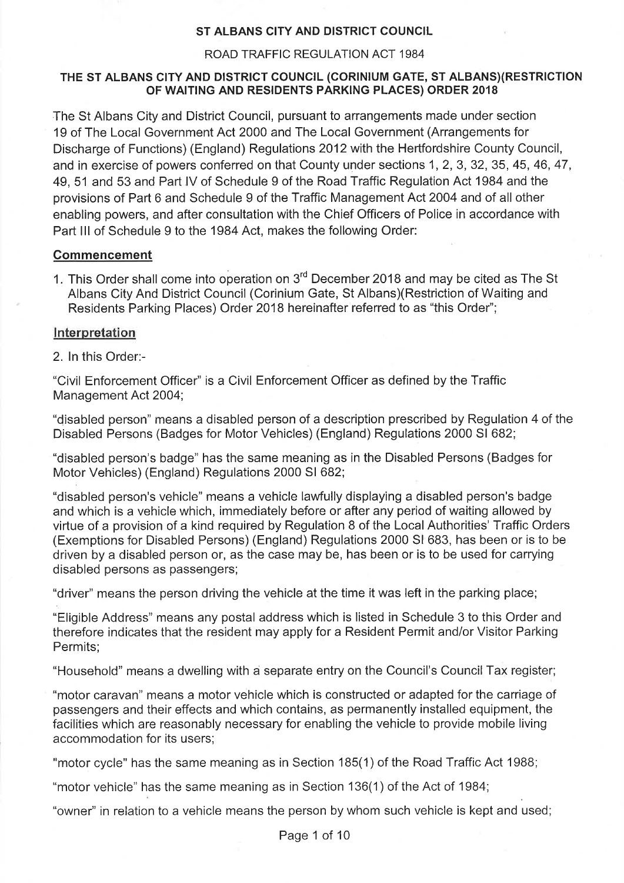**ST ALBANS CITY AND DISTRICT COUNCIL**

ROAD TRAFFIC REGULATION ACT 1984

**THE ST ALBANS CITY AND DISTRICT COUNCIL (CORINIUM GATE, ST ALBANS)(RESTRICTION OF WAITING AND RESIDENTS PARKING PLACES) ORDER 2018**

The St Albans City and District Council, pursuant to arrangements made under section 19 of The Local Government Act 2000 and The Local Government (Arrangements for Discharge of Functions) (England) Regulations 2012 with the Hertfordshire County Council, and in exercise of powers conferred on that County under sections 1, 2, 3, 32, 35, 45, 46, 47, 49, 51 and 53 and Part IV of Schedule 9 of the Road Traffic Regulation Act 1984 and the provisions of Part 6 and Schedule 9 of the Traffic Management Act 2004 and of all other enabling powers, and after consultation with the Chief Officers of Police in accordance with Part III of Schedule 9 to the 1984 Act, makes the following Order:

## Commencement

1. This Order shall come into operation on 3rd December 2018 and may be cited as The St Albans City And District Council (Corinium Gate, St Albans)(Restriction of Waiting and Residents Parking Places) Order 2018 hereinafter referred to as "this Order";

## Interpretation

2. In this Order:-

"Civil Enforcement Officer" is a Civil Enforcement Officer as defined by the Traffic Management Act 2004;

"disabled person" means a disabled person of a description prescribed by Regulation 4 of the Disabled Persons (Badges for Motor Vehicles) (England) Regulations 2000 SI 682;

"disabled person's badge" has the same meaning as in the Disabled Persons (Badges for Motor Vehicles) (England) Regulations 2000 SI 682;

"disabled person's vehicle" means a vehicle lawfully displaying a disabled person's badge and which is a vehicle which, immediately before or after any period of waiting allowed by virtue of a provision of a kind required by Regulation 8 of the Local Authorities' Traffic Orders (Exemptions for Disabled Persons) (England) Regulations 2000 SI 683, has been or is to be driven by a disabled person or, as the case may be, has been or is to be used for carrying disabled persons as passengers;

"driver" means the person driving the vehicle at the time it was left in the parking place;

"Eligible Address" means any postal address which is listed in Schedule 3 to this Order and therefore indicates that the resident may apply for a Resident Permit and/or Visitor Parking Permits;

"Household" means a dwelling with a separate entry on the Council's Council Tax register;

"motor caravan" means a motor vehicle which is constructed or adapted for the carriage of passengers and their effects and which contains, as permanently installed equipment, the facilities which are reasonably necessary for enabling the vehicle to provide mobile living accommodation for its users;

"motor cycle" has the same meaning as in Section 185(1) of the Road Traffic Act 1988;

"motor vehicle" has the same meaning as in Section 136(1) of the Act of 1984;

"owner" in relation to a vehicle means the person by whom such vehicle is kept and used;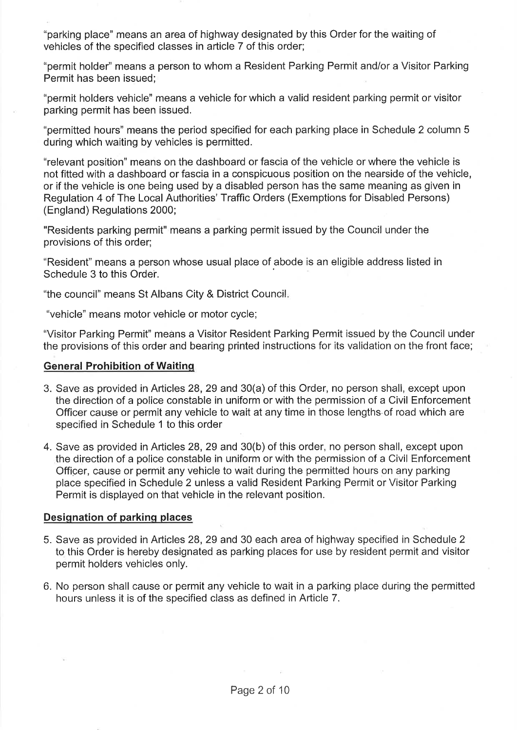"parking place" means an area of highway designated by this Order for the waiting of vehicles of the specified classes in article 7 of this order;

"permit holder" means a person to whom a Resident Parking Permit and/or a Visitor Parking Permit has been issued;

"permit holders vehicle" means a vehicle for which a valid resident parking permit or visitor parking permit has been issued.

"permitted hours" means the period specified for each parking place in Schedule 2 column 5 during which waiting by vehicles is permitted.

"relevant position" means on the dashboard or fascia of the vehicle or where the vehicle is not fitted with a dashboard or fascia in a conspicuous position on the nearside of the vehicle, or if the vehicle is one being used by a disabled person has the same meaning as given in Regulation 4 of The Local Authorities' Traffic Orders (Exemptions for Disabled Persons) (England) Regulations 2000;

"Residents parking permit" means a parking permit issued by the Council under the provisions of this order;

"Resident" means a person whose usual place of abode is an eligible address listed in Schedule 3 to this Order.

"the council" means St Albans City & District Council.

"vehicle" means motor vehicle or motor cycle;

"Visitor Parking Permit" means a Visitor Resident Parking Permit issued by the Council under the provisions of this order and bearing printed instructions for its validation on the front face;

## General Prohibition of Waiting

3. Save as provided in Articles 28, 29 and 30(a) of this Order, no person shall, except upon the direction of a police constable in uniform or with the permission of a Civil Enforcement Officer cause or permit any vehicle to wait at any time in those lengths of road which are specified in Schedule 1 to this order

4. Save as provided in Articles 28, 29 and 30(b) of this order, no person shall, except upon the direction of a police constable in uniform or with the permission of a Civil Enforcement Officer, cause or permit any vehicle to wait during the permitted hours on any parking place specified in Schedule 2 unless a valid Resident Parking Permit or Visitor Parking Permit is displayed on that vehicle in the relevant position.

## Designation of parking places

5. Save as provided in Articles 28, 29 and 30 each area of highway specified in Schedule 2 to this Order is hereby designated as parking places for use by resident permit and visitor permit holders vehicles only.

6. No person shall cause or permit any vehicle to wait in a parking place during the permitted hours unless it is of the specified class as defined in Article 7.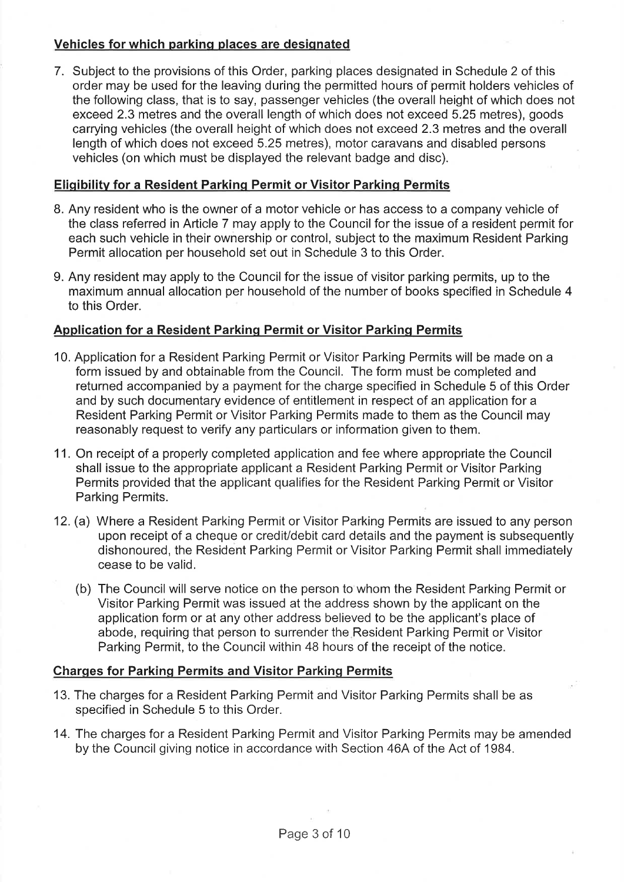**Vehicles for which parking places are designated**

7. Subject to the provisions of this Order, parking places designated in Schedule 2 of this order may be used for the leaving during the permitted hours of permit holders vehicles of the following class, that is to say, passenger vehicles (the overall height of which does not exceed 2.3 metres and the overall length of which does not exceed 5.25 metres), goods carrying vehicles (the overall height of which does not exceed 2.3 metres and the overall length of which does not exceed 5.25 metres), motor caravans and disabled persons vehicles (on which must be displayed the relevant badge and disc).

**Eligibility for a Resident Parking Permit or Visitor Parking Permits**

8. Any resident who is the owner of a motor vehicle or has access to a company vehicle of the class referred in Article 7 may apply to the Council for the issue of a resident permit for each such vehicle in their ownership or control, subject to the maximum Resident Parking Permit allocation per household set out in Schedule 3 to this Order.

9. Any resident may apply to the Council for the issue of visitor parking permits, up to the maximum annual allocation per household of the number of books specified in Schedule 4 to this Order.

**Application for a Resident Parking Permit or Visitor Parking Permits**

10. Application for a Resident Parking Permit or Visitor Parking Permits will be made on a form issued by and obtainable from the Council. The form must be completed and returned accompanied by a payment for the charge specified in Schedule 5 of this Order and by such documentary evidence of entitlement in respect of an application for a Resident Parking Permit or Visitor Parking Permits made to them as the Council may reasonably request to verify any particulars or information given to them.

11. On receipt of a properly completed application and fee where appropriate the Council shall issue to the appropriate applicant a Resident Parking Permit or Visitor Parking Permits provided that the applicant qualifies for the Resident Parking Permit or Visitor Parking Permits.

12. (a) Where a Resident Parking Permit or Visitor Parking Permits are issued to any person upon receipt of a cheque or credit/debit card details and the payment is subsequently dishonoured, the Resident Parking Permit or Visitor Parking Permit shall immediately cease to be valid.

    (b) The Council will serve notice on the person to whom the Resident Parking Permit or Visitor Parking Permit was issued at the address shown by the applicant on the application form or at any other address believed to be the applicant's place of abode, requiring that person to surrender the Resident Parking Permit or Visitor Parking Permit, to the Council within 48 hours of the receipt of the notice.

**Charges for Parking Permits and Visitor Parking Permits**

13. The charges for a Resident Parking Permit and Visitor Parking Permits shall be as specified in Schedule 5 to this Order.

14. The charges for a Resident Parking Permit and Visitor Parking Permits may be amended by the Council giving notice in accordance with Section 46A of the Act of 1984.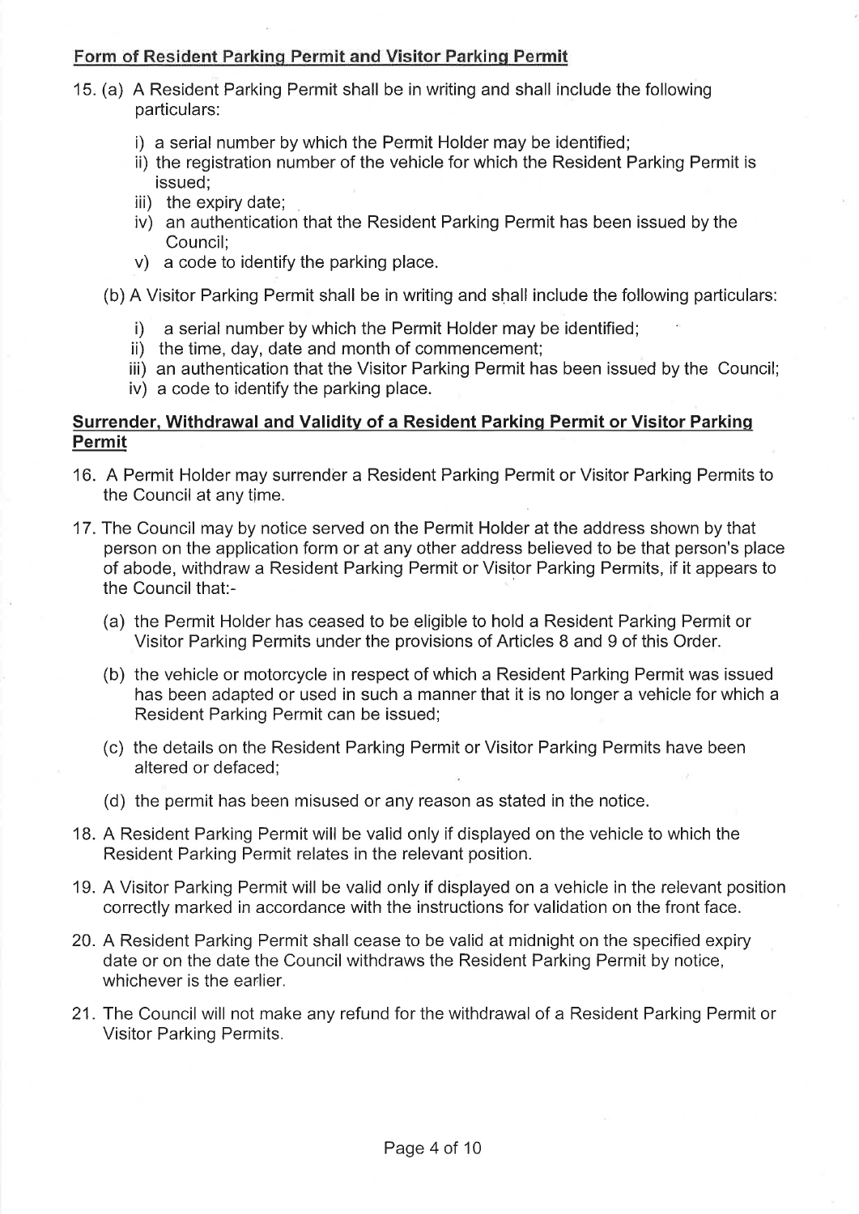**Form of Resident Parking Permit and Visitor Parking Permit**

15. (a) A Resident Parking Permit shall be in writing and shall include the following particulars:

    i) a serial number by which the Permit Holder may be identified;
    ii) the registration number of the vehicle for which the Resident Parking Permit is issued;
    iii) the expiry date;
    iv) an authentication that the Resident Parking Permit has been issued by the Council;
    v) a code to identify the parking place.

    (b) A Visitor Parking Permit shall be in writing and shall include the following particulars:

    i) a serial number by which the Permit Holder may be identified;
    ii) the time, day, date and month of commencement;
    iii) an authentication that the Visitor Parking Permit has been issued by the Council;
    iv) a code to identify the parking place.

**Surrender, Withdrawal and Validity of a Resident Parking Permit or Visitor Parking Permit**

16. A Permit Holder may surrender a Resident Parking Permit or Visitor Parking Permits to the Council at any time.

17. The Council may by notice served on the Permit Holder at the address shown by that person on the application form or at any other address believed to be that person's place of abode, withdraw a Resident Parking Permit or Visitor Parking Permits, if it appears to the Council that:-

    (a) the Permit Holder has ceased to be eligible to hold a Resident Parking Permit or Visitor Parking Permits under the provisions of Articles 8 and 9 of this Order.

    (b) the vehicle or motorcycle in respect of which a Resident Parking Permit was issued has been adapted or used in such a manner that it is no longer a vehicle for which a Resident Parking Permit can be issued;

    (c) the details on the Resident Parking Permit or Visitor Parking Permits have been altered or defaced;

    (d) the permit has been misused or any reason as stated in the notice.

18. A Resident Parking Permit will be valid only if displayed on the vehicle to which the Resident Parking Permit relates in the relevant position.

19. A Visitor Parking Permit will be valid only if displayed on a vehicle in the relevant position correctly marked in accordance with the instructions for validation on the front face.

20. A Resident Parking Permit shall cease to be valid at midnight on the specified expiry date or on the date the Council withdraws the Resident Parking Permit by notice, whichever is the earlier.

21. The Council will not make any refund for the withdrawal of a Resident Parking Permit or Visitor Parking Permits.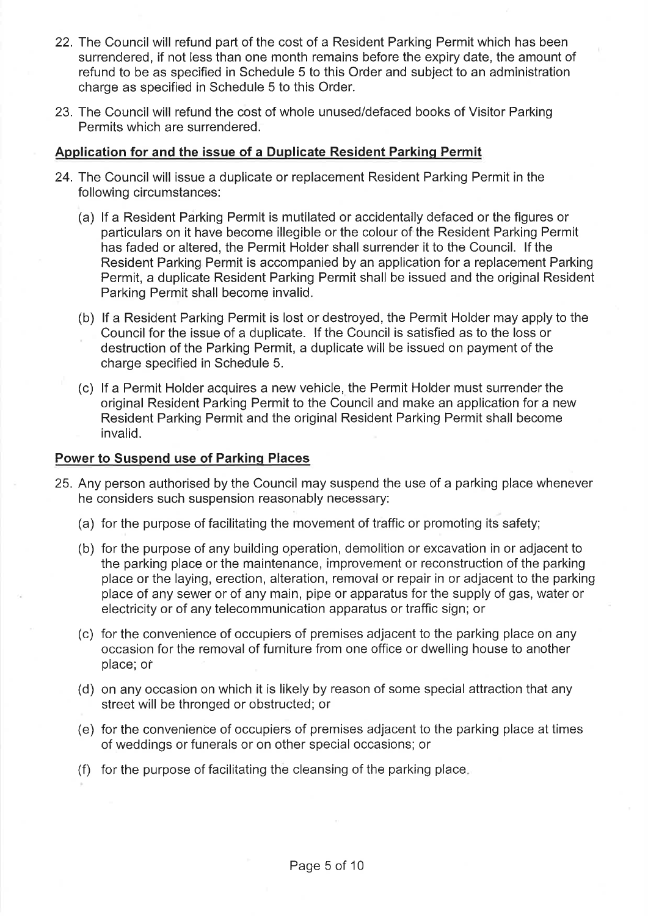22. The Council will refund part of the cost of a Resident Parking Permit which has been surrendered, if not less than one month remains before the expiry date, the amount of refund to be as specified in Schedule 5 to this Order and subject to an administration charge as specified in Schedule 5 to this Order.

23. The Council will refund the cost of whole unused/defaced books of Visitor Parking Permits which are surrendered.

**Application for and the issue of a Duplicate Resident Parking Permit**

24. The Council will issue a duplicate or replacement Resident Parking Permit in the following circumstances:

    (a) If a Resident Parking Permit is mutilated or accidentally defaced or the figures or particulars on it have become illegible or the colour of the Resident Parking Permit has faded or altered, the Permit Holder shall surrender it to the Council. If the Resident Parking Permit is accompanied by an application for a replacement Parking Permit, a duplicate Resident Parking Permit shall be issued and the original Resident Parking Permit shall become invalid.

    (b) If a Resident Parking Permit is lost or destroyed, the Permit Holder may apply to the Council for the issue of a duplicate. If the Council is satisfied as to the loss or destruction of the Parking Permit, a duplicate will be issued on payment of the charge specified in Schedule 5.

    (c) If a Permit Holder acquires a new vehicle, the Permit Holder must surrender the original Resident Parking Permit to the Council and make an application for a new Resident Parking Permit and the original Resident Parking Permit shall become invalid.

**Power to Suspend use of Parking Places**

25. Any person authorised by the Council may suspend the use of a parking place whenever he considers such suspension reasonably necessary:

    (a) for the purpose of facilitating the movement of traffic or promoting its safety;

    (b) for the purpose of any building operation, demolition or excavation in or adjacent to the parking place or the maintenance, improvement or reconstruction of the parking place or the laying, erection, alteration, removal or repair in or adjacent to the parking place of any sewer or of any main, pipe or apparatus for the supply of gas, water or electricity or of any telecommunication apparatus or traffic sign; or

    (c) for the convenience of occupiers of premises adjacent to the parking place on any occasion for the removal of furniture from one office or dwelling house to another place; or

    (d) on any occasion on which it is likely by reason of some special attraction that any street will be thronged or obstructed; or

    (e) for the convenience of occupiers of premises adjacent to the parking place at times of weddings or funerals or on other special occasions; or

    (f) for the purpose of facilitating the cleansing of the parking place.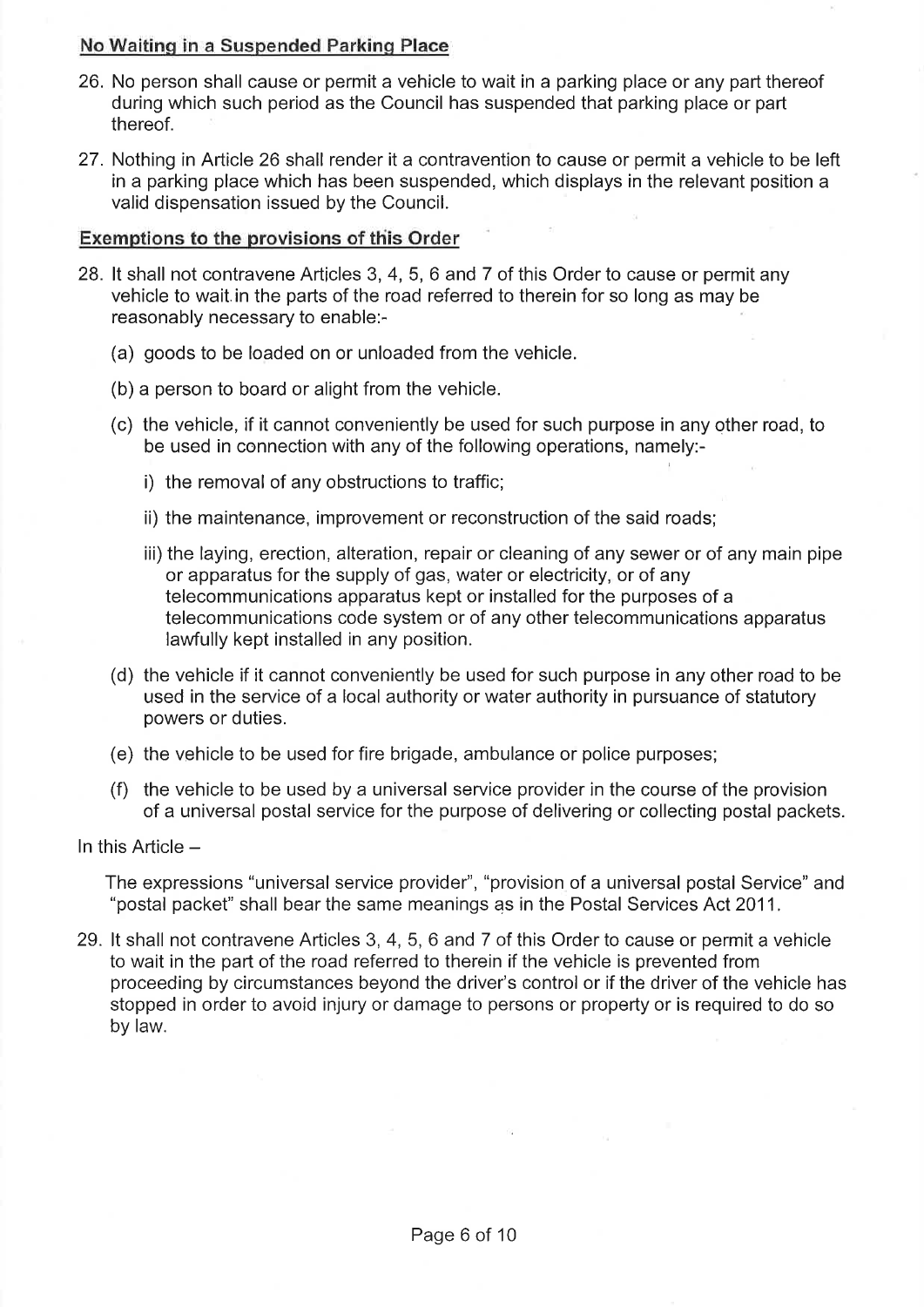**No Waiting in a Suspended Parking Place**

26. No person shall cause or permit a vehicle to wait in a parking place or any part thereof during which such period as the Council has suspended that parking place or part thereof.

27. Nothing in Article 26 shall render it a contravention to cause or permit a vehicle to be left in a parking place which has been suspended, which displays in the relevant position a valid dispensation issued by the Council.

**Exemptions to the provisions of this Order**

28. It shall not contravene Articles 3, 4, 5, 6 and 7 of this Order to cause or permit any vehicle to wait in the parts of the road referred to therein for so long as may be reasonably necessary to enable:-

    (a) goods to be loaded on or unloaded from the vehicle.

    (b) a person to board or alight from the vehicle.

    (c) the vehicle, if it cannot conveniently be used for such purpose in any other road, to be used in connection with any of the following operations, namely:-

    i) the removal of any obstructions to traffic;

    ii) the maintenance, improvement or reconstruction of the said roads;

    iii) the laying, erection, alteration, repair or cleaning of any sewer or of any main pipe or apparatus for the supply of gas, water or electricity, or of any telecommunications apparatus kept or installed for the purposes of a telecommunications code system or of any other telecommunications apparatus lawfully kept installed in any position.

    (d) the vehicle if it cannot conveniently be used for such purpose in any other road to be used in the service of a local authority or water authority in pursuance of statutory powers or duties.

    (e) the vehicle to be used for fire brigade, ambulance or police purposes;

    (f) the vehicle to be used by a universal service provider in the course of the provision of a universal postal service for the purpose of delivering or collecting postal packets.

In this Article –

The expressions "universal service provider", "provision of a universal postal Service" and "postal packet" shall bear the same meanings as in the Postal Services Act 2011.

29. It shall not contravene Articles 3, 4, 5, 6 and 7 of this Order to cause or permit a vehicle to wait in the part of the road referred to therein if the vehicle is prevented from proceeding by circumstances beyond the driver's control or if the driver of the vehicle has stopped in order to avoid injury or damage to persons or property or is required to do so by law.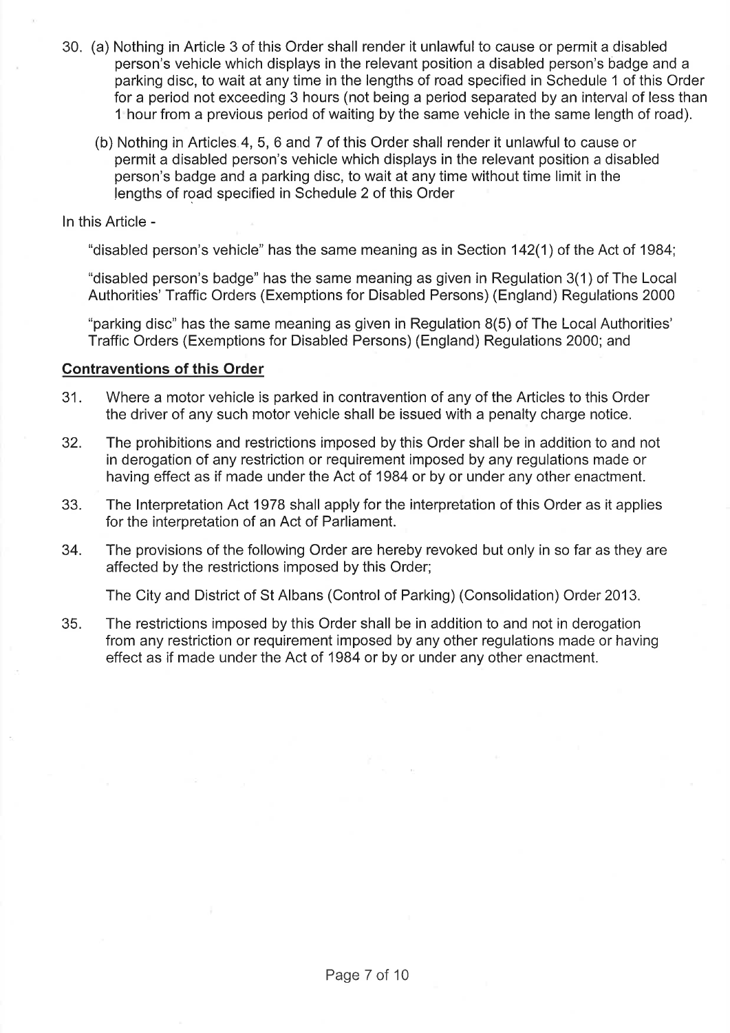30. (a) Nothing in Article 3 of this Order shall render it unlawful to cause or permit a disabled person's vehicle which displays in the relevant position a disabled person's badge and a parking disc, to wait at any time in the lengths of road specified in Schedule 1 of this Order for a period not exceeding 3 hours (not being a period separated by an interval of less than 1 hour from a previous period of waiting by the same vehicle in the same length of road).

    (b) Nothing in Articles 4, 5, 6 and 7 of this Order shall render it unlawful to cause or permit a disabled person's vehicle which displays in the relevant position a disabled person's badge and a parking disc, to wait at any time without time limit in the lengths of road specified in Schedule 2 of this Order

In this Article -

"disabled person's vehicle" has the same meaning as in Section 142(1) of the Act of 1984;

"disabled person's badge" has the same meaning as given in Regulation 3(1) of The Local Authorities' Traffic Orders (Exemptions for Disabled Persons) (England) Regulations 2000

"parking disc" has the same meaning as given in Regulation 8(5) of The Local Authorities' Traffic Orders (Exemptions for Disabled Persons) (England) Regulations 2000; and

**Contraventions of this Order**

31. Where a motor vehicle is parked in contravention of any of the Articles to this Order the driver of any such motor vehicle shall be issued with a penalty charge notice.

32. The prohibitions and restrictions imposed by this Order shall be in addition to and not in derogation of any restriction or requirement imposed by any regulations made or having effect as if made under the Act of 1984 or by or under any other enactment.

33. The Interpretation Act 1978 shall apply for the interpretation of this Order as it applies for the interpretation of an Act of Parliament.

34. The provisions of the following Order are hereby revoked but only in so far as they are affected by the restrictions imposed by this Order;

    The City and District of St Albans (Control of Parking) (Consolidation) Order 2013.

35. The restrictions imposed by this Order shall be in addition to and not in derogation from any restriction or requirement imposed by any other regulations made or having effect as if made under the Act of 1984 or by or under any other enactment.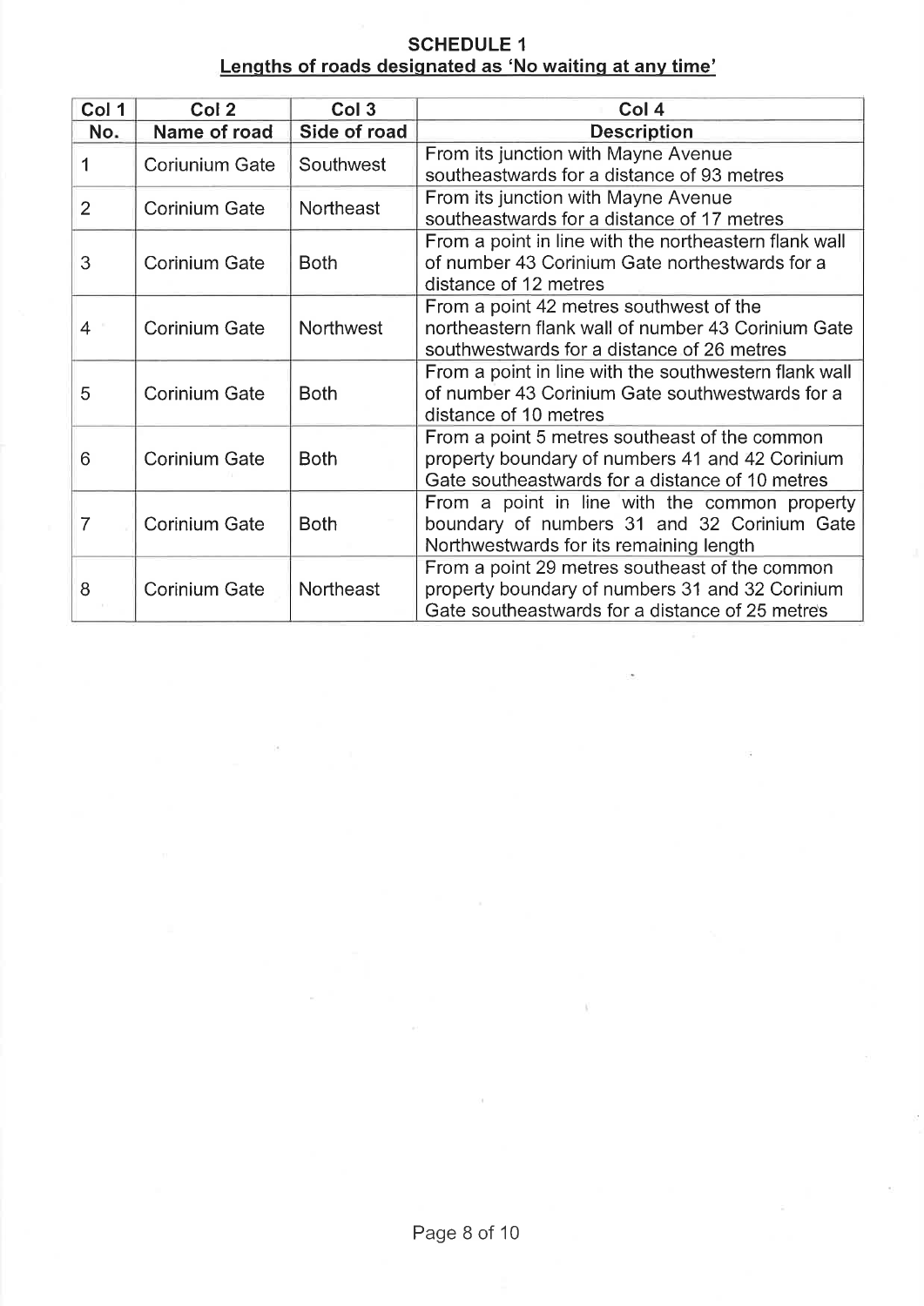**SCHEDULE 1**

**Lengths of roads designated as 'No waiting at any time'**

| Col 1 | Col 2 | Col 3 | Col 4 |
|---|---|---|---|
| **No.** | **Name of road** | **Side of road** | **Description** |
| 1 | Coriunium Gate | Southwest | From its junction with Mayne Avenue southeastwards for a distance of 93 metres |
| 2 | Corinium Gate | Northeast | From its junction with Mayne Avenue southeastwards for a distance of 17 metres |
| 3 | Corinium Gate | Both | From a point in line with the northeastern flank wall of number 43 Corinium Gate northestwards for a distance of 12 metres |
| 4 | Corinium Gate | Northwest | From a point 42 metres southwest of the northeastern flank wall of number 43 Corinium Gate southwestwards for a distance of 26 metres |
| 5 | Corinium Gate | Both | From a point in line with the southwestern flank wall of number 43 Corinium Gate southwestwards for a distance of 10 metres |
| 6 | Corinium Gate | Both | From a point 5 metres southeast of the common property boundary of numbers 41 and 42 Corinium Gate southeastwards for a distance of 10 metres |
| 7 | Corinium Gate | Both | From a point in line with the common property boundary of numbers 31 and 32 Corinium Gate Northwestwards for its remaining length |
| 8 | Corinium Gate | Northeast | From a point 29 metres southeast of the common property boundary of numbers 31 and 32 Corinium Gate southeastwards for a distance of 25 metres |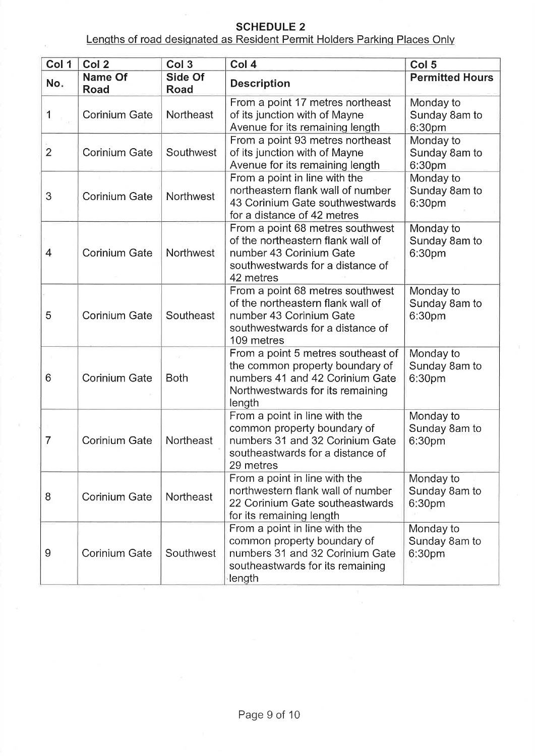## SCHEDULE 2

Lengths of road designated as Resident Permit Holders Parking Places Only

| Col 1 | Col 2 | Col 3 | Col 4 | Col 5 |
|---|---|---|---|---|
| No. | Name Of Road | Side Of Road | Description | Permitted Hours |
| 1 | Corinium Gate | Northeast | From a point 17 metres northeast of its junction with of Mayne Avenue for its remaining length | Monday to Sunday 8am to 6:30pm |
| 2 | Corinium Gate | Southwest | From a point 93 metres northeast of its junction with of Mayne Avenue for its remaining length | Monday to Sunday 8am to 6:30pm |
| 3 | Corinium Gate | Northwest | From a point in line with the northeastern flank wall of number 43 Corinium Gate southwestwards for a distance of 42 metres | Monday to Sunday 8am to 6:30pm |
| 4 | Corinium Gate | Northwest | From a point 68 metres southwest of the northeastern flank wall of number 43 Corinium Gate southwestwards for a distance of 42 metres | Monday to Sunday 8am to 6:30pm |
| 5 | Corinium Gate | Southeast | From a point 68 metres southwest of the northeastern flank wall of number 43 Corinium Gate southwestwards for a distance of 109 metres | Monday to Sunday 8am to 6:30pm |
| 6 | Corinium Gate | Both | From a point 5 metres southeast of the common property boundary of numbers 41 and 42 Corinium Gate Northwestwards for its remaining length | Monday to Sunday 8am to 6:30pm |
| 7 | Corinium Gate | Northeast | From a point in line with the common property boundary of numbers 31 and 32 Corinium Gate southeastwards for a distance of 29 metres | Monday to Sunday 8am to 6:30pm |
| 8 | Corinium Gate | Northeast | From a point in line with the northwestern flank wall of number 22 Corinium Gate southeastwards for its remaining length | Monday to Sunday 8am to 6:30pm |
| 9 | Corinium Gate | Southwest | From a point in line with the common property boundary of numbers 31 and 32 Corinium Gate southeastwards for its remaining length | Monday to Sunday 8am to 6:30pm |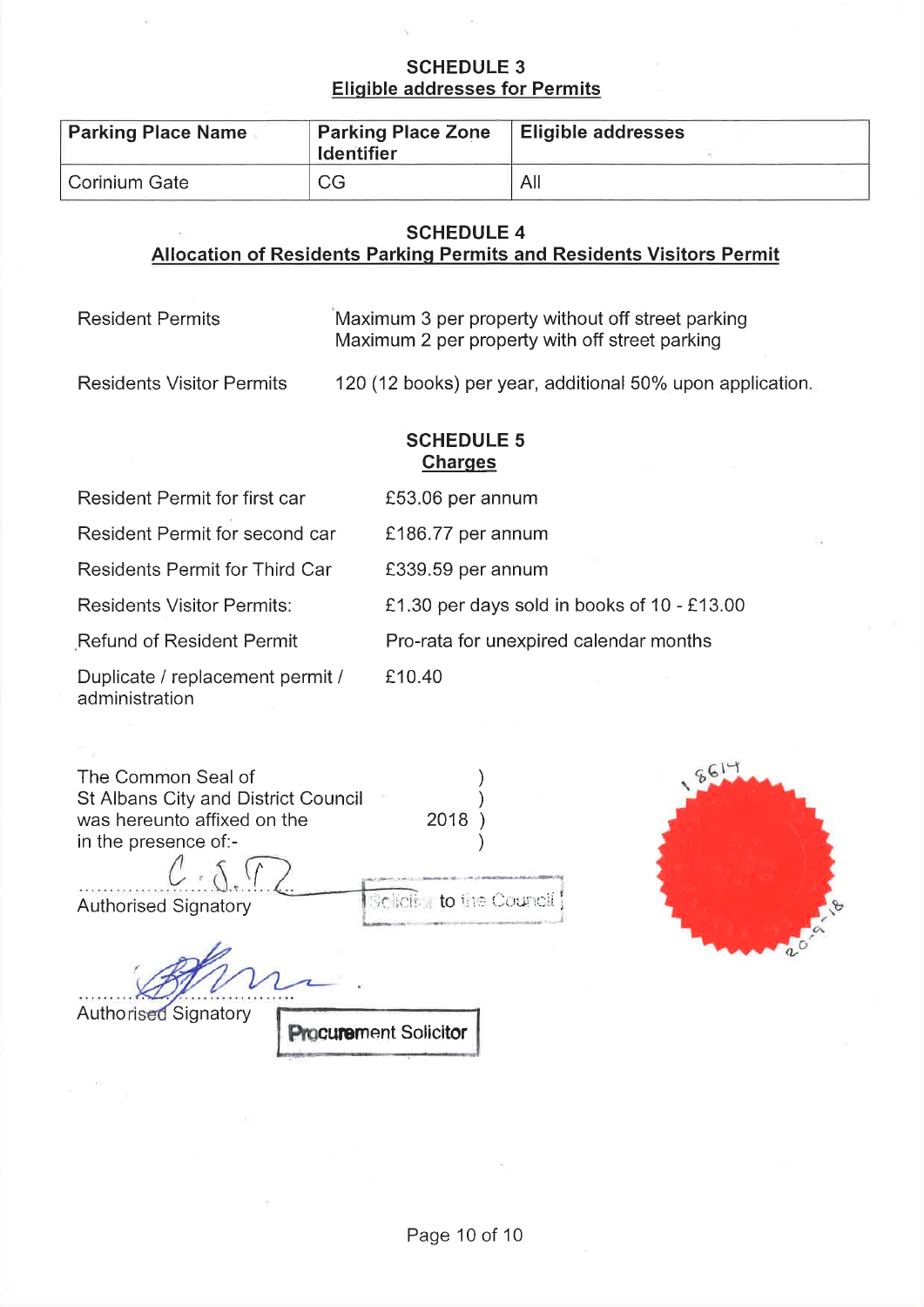## SCHEDULE 3

### Eligible addresses for Permits

| Parking Place Name | Parking Place Zone Identifier | Eligible addresses |
|---|---|---|
| Corinium Gate | CG | All |

## SCHEDULE 4

### Allocation of Residents Parking Permits and Residents Visitors Permit

| | |
|---|---|
| Resident Permits | Maximum 3 per property without off street parking<br>Maximum 2 per property with off street parking |
| Residents Visitor Permits | 120 (12 books) per year, additional 50% upon application. |

## SCHEDULE 5

### Charges

| | |
|---|---|
| Resident Permit for first car | £53.06 per annum |
| Resident Permit for second car | £186.77 per annum |
| Residents Permit for Third Car | £339.59 per annum |
| Residents Visitor Permits: | £1.30 per days sold in books of 10 - £13.00 |
| Refund of Resident Permit | Pro-rata for unexpired calendar months |
| Duplicate / replacement permit / administration | £10.40 |

The Common Seal of )
St Albans City and District Council )
was hereunto affixed on the 2018 )
in the presence of:- )

C. S. [signature]

Authorised Signatory — Solicitor to the Council

[signature]

Authorised Signatory — Procurement Solicitor

[Seal: 8614, 20-9-18]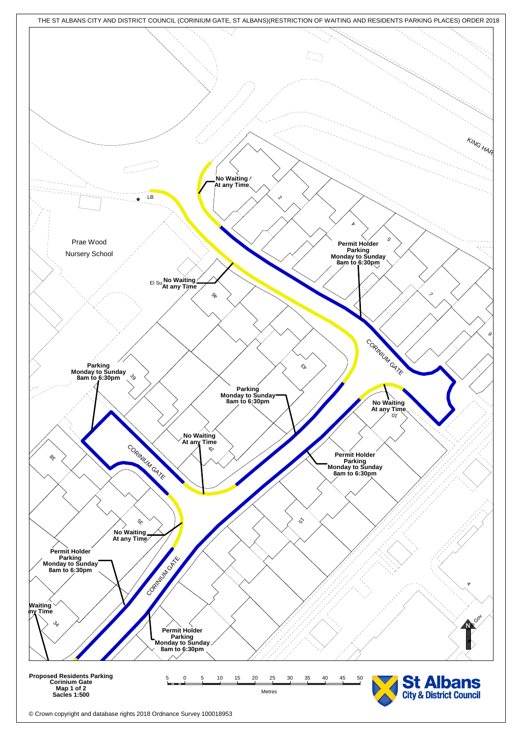THE ST ALBANS CITY AND DISTRICT COUNCIL (CORINIUM GATE, ST ALBANS)(RESTRICTION OF WAITING AND RESIDENTS PARKING PLACES) ORDER 2018

KING HAR

No Waiting At any Time

LB

Prae Wood Nursery School

El Su No Waiting At any Time

Permit Holder Parking Monday to Sunday 8am to 6:30pm

CORINIUM GATE

Parking Monday to Sunday 8am to 6:30pm

Parking Monday to Sunday 8am to 6:30pm

No Waiting At any Time

No Waiting At any Time

CORINIUM GATE

Permit Holder Parking Monday to Sunday 8am to 6:30pm

No Waiting At any Time

Permit Holder Parking Monday to Sunday 8am to 6:30pm

CORINIUM GATE

Waiting ny Time

Permit Holder Parking Monday to Sunday 8am to 6:30pm

N

**Proposed Residents Parking**
**Corinium Gate**
**Map 1 of 2**
**Sacles 1:500**

5 0 5 10 15 20 25 30 35 40 45 50

Metres

St Albans City & District Council

© Crown copyright and database rights 2018 Ordnance Survey 100018953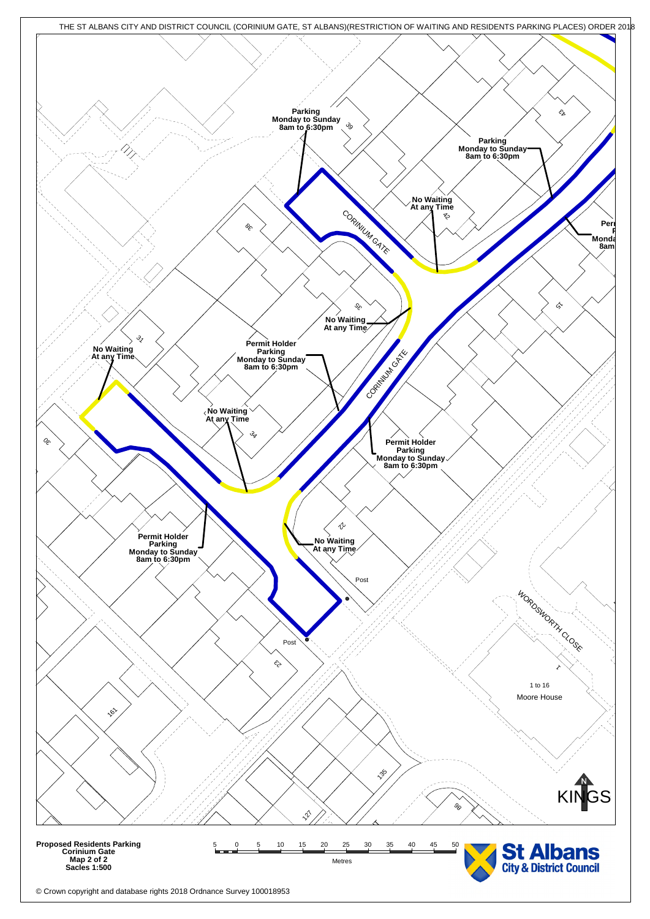THE ST ALBANS CITY AND DISTRICT COUNCIL (CORINIUM GATE, ST ALBANS)(RESTRICTION OF WAITING AND RESIDENTS PARKING PLACES) ORDER 2018

**Parking Monday to Sunday 8am to 6:30pm**

**Parking Monday to Sunday 8am to 6:30pm**

**No Waiting At any Time**

**No Waiting At any Time**

**Permit Holder Parking Monday to Sunday 8am to 6:30pm**

**No Waiting At any Time**

**No Waiting At any Time**

**Permit Holder Parking Monday to Sunday 8am to 6:30pm**

**Permit Holder Parking Monday to Sunday 8am to 6:30pm**

**No Waiting At any Time**

CORINIUM GATE

CORINIUM GATE

WORDSWORTH CLOSE

Post

Post

1 to 16

Moore House

KINGS

N

**Proposed Residents Parking**
**Corinium Gate**
**Map 2 of 2**
**Sacles 1:500**

5 0 5 10 15 20 25 30 35 40 45 50

Metres

St Albans City & District Council

© Crown copyright and database rights 2018 Ordnance Survey 100018953